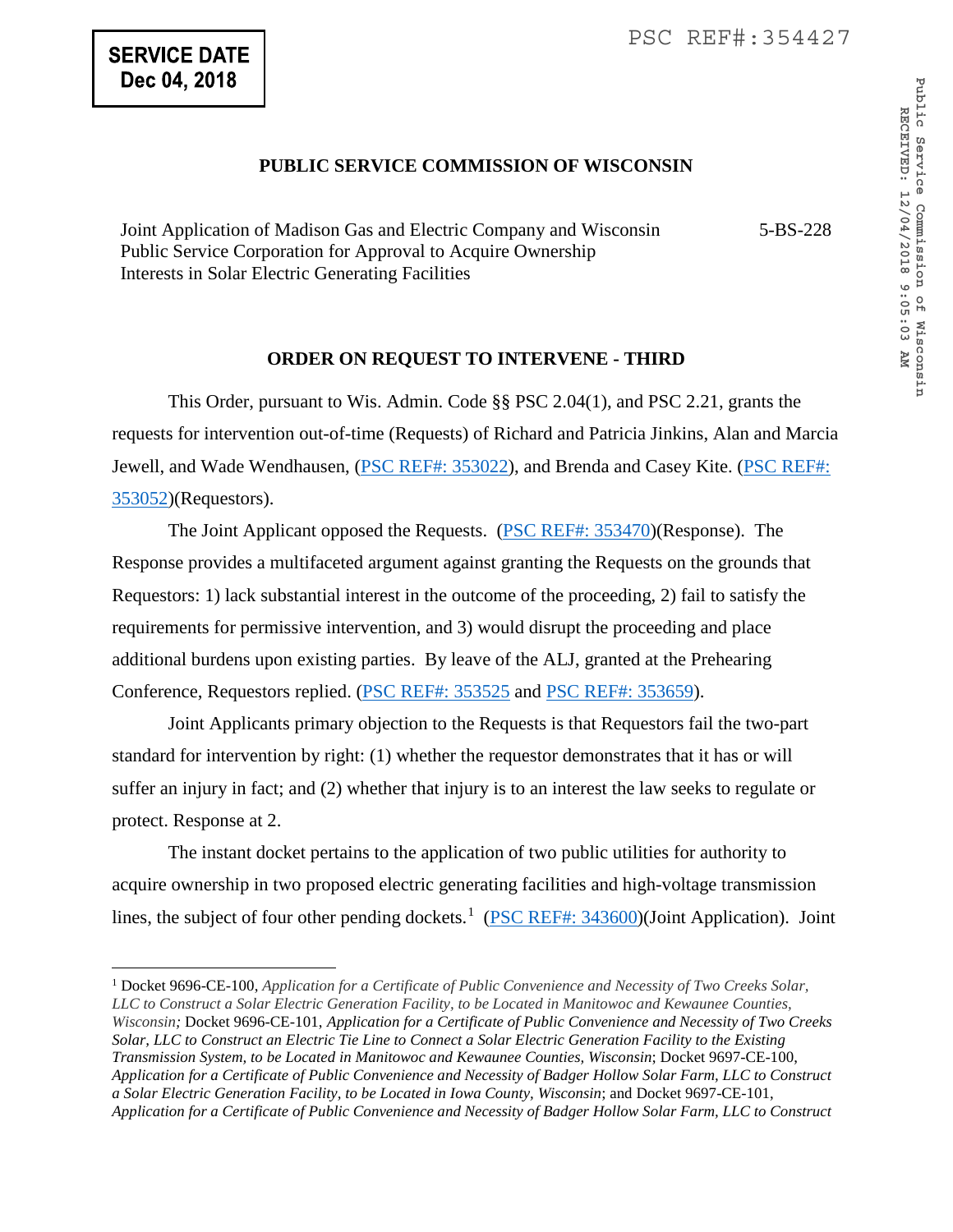SERVICE DATE
Dec 04, 2018

PSC REF#:354427

**PUBLIC SERVICE COMMISSION OF WISCONSIN**

Joint Application of Madison Gas and Electric Company and Wisconsin Public Service Corporation for Approval to Acquire Ownership Interests in Solar Electric Generating Facilities — 5-BS-228

**ORDER ON REQUEST TO INTERVENE - THIRD**

This Order, pursuant to Wis. Admin. Code §§ PSC 2.04(1), and PSC 2.21, grants the requests for intervention out-of-time (Requests) of Richard and Patricia Jinkins, Alan and Marcia Jewell, and Wade Wendhausen, (PSC REF#: 353022), and Brenda and Casey Kite. (PSC REF#: 353052)(Requestors).

The Joint Applicant opposed the Requests. (PSC REF#: 353470)(Response). The Response provides a multifaceted argument against granting the Requests on the grounds that Requestors: 1) lack substantial interest in the outcome of the proceeding, 2) fail to satisfy the requirements for permissive intervention, and 3) would disrupt the proceeding and place additional burdens upon existing parties. By leave of the ALJ, granted at the Prehearing Conference, Requestors replied. (PSC REF#: 353525 and PSC REF#: 353659).

Joint Applicants primary objection to the Requests is that Requestors fail the two-part standard for intervention by right: (1) whether the requestor demonstrates that it has or will suffer an injury in fact; and (2) whether that injury is to an interest the law seeks to regulate or protect. Response at 2.

The instant docket pertains to the application of two public utilities for authority to acquire ownership in two proposed electric generating facilities and high-voltage transmission lines, the subject of four other pending dockets.[1] (PSC REF#: 343600)(Joint Application). Joint

[1] Docket 9696-CE-100, *Application for a Certificate of Public Convenience and Necessity of Two Creeks Solar, LLC to Construct a Solar Electric Generation Facility, to be Located in Manitowoc and Kewaunee Counties, Wisconsin;* Docket 9696-CE-101, *Application for a Certificate of Public Convenience and Necessity of Two Creeks Solar, LLC to Construct an Electric Tie Line to Connect a Solar Electric Generation Facility to the Existing Transmission System, to be Located in Manitowoc and Kewaunee Counties, Wisconsin*; Docket 9697-CE-100, *Application for a Certificate of Public Convenience and Necessity of Badger Hollow Solar Farm, LLC to Construct a Solar Electric Generation Facility, to be Located in Iowa County, Wisconsin*; and Docket 9697-CE-101, *Application for a Certificate of Public Convenience and Necessity of Badger Hollow Solar Farm, LLC to Construct*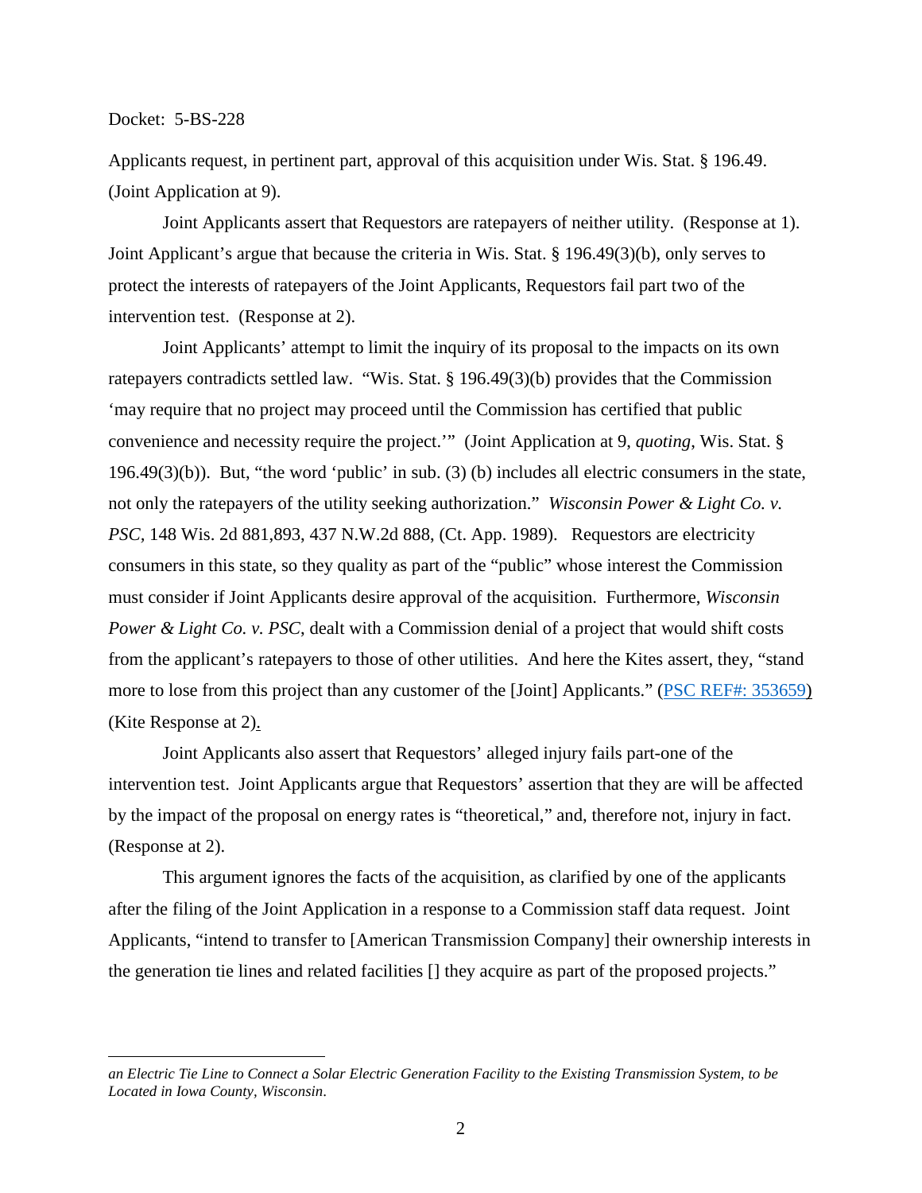Applicants request, in pertinent part, approval of this acquisition under Wis. Stat. § 196.49. (Joint Application at 9).

Joint Applicants assert that Requestors are ratepayers of neither utility. (Response at 1). Joint Applicant's argue that because the criteria in Wis. Stat. § 196.49(3)(b), only serves to protect the interests of ratepayers of the Joint Applicants, Requestors fail part two of the intervention test. (Response at 2).

Joint Applicants' attempt to limit the inquiry of its proposal to the impacts on its own ratepayers contradicts settled law. "Wis. Stat. § 196.49(3)(b) provides that the Commission 'may require that no project may proceed until the Commission has certified that public convenience and necessity require the project.'" (Joint Application at 9, *quoting*, Wis. Stat. § 196.49(3)(b)). But, "the word 'public' in sub. (3) (b) includes all electric consumers in the state, not only the ratepayers of the utility seeking authorization." *Wisconsin Power & Light Co. v. PSC*, 148 Wis. 2d 881,893, 437 N.W.2d 888, (Ct. App. 1989). Requestors are electricity consumers in this state, so they quality as part of the "public" whose interest the Commission must consider if Joint Applicants desire approval of the acquisition. Furthermore, *Wisconsin Power & Light Co. v. PSC*, dealt with a Commission denial of a project that would shift costs from the applicant's ratepayers to those of other utilities. And here the Kites assert, they, "stand more to lose from this project than any customer of the [Joint] Applicants." (PSC REF#: 353659) (Kite Response at 2).

Joint Applicants also assert that Requestors' alleged injury fails part-one of the intervention test. Joint Applicants argue that Requestors' assertion that they are will be affected by the impact of the proposal on energy rates is "theoretical," and, therefore not, injury in fact. (Response at 2).

This argument ignores the facts of the acquisition, as clarified by one of the applicants after the filing of the Joint Application in a response to a Commission staff data request. Joint Applicants, "intend to transfer to [American Transmission Company] their ownership interests in the generation tie lines and related facilities [] they acquire as part of the proposed projects."

---

*an Electric Tie Line to Connect a Solar Electric Generation Facility to the Existing Transmission System, to be Located in Iowa County, Wisconsin*.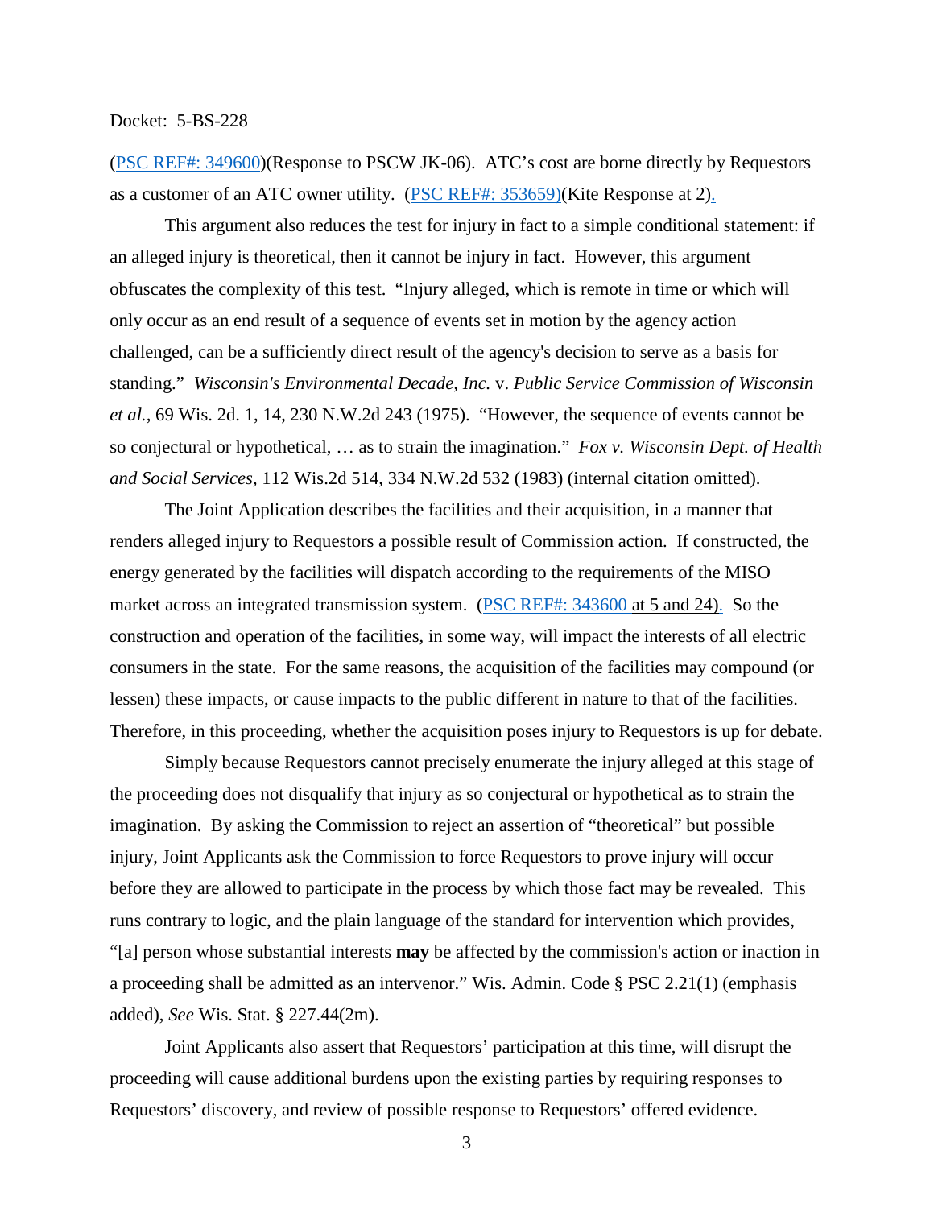(PSC REF#: 349600)(Response to PSCW JK-06). ATC's cost are borne directly by Requestors as a customer of an ATC owner utility. (PSC REF#: 353659)(Kite Response at 2).

This argument also reduces the test for injury in fact to a simple conditional statement: if an alleged injury is theoretical, then it cannot be injury in fact. However, this argument obfuscates the complexity of this test. "Injury alleged, which is remote in time or which will only occur as an end result of a sequence of events set in motion by the agency action challenged, can be a sufficiently direct result of the agency's decision to serve as a basis for standing." *Wisconsin's Environmental Decade, Inc.* v. *Public Service Commission of Wisconsin et al.*, 69 Wis. 2d. 1, 14, 230 N.W.2d 243 (1975). "However, the sequence of events cannot be so conjectural or hypothetical, … as to strain the imagination." *Fox v. Wisconsin Dept. of Health and Social Services,* 112 Wis.2d 514, 334 N.W.2d 532 (1983) (internal citation omitted).

The Joint Application describes the facilities and their acquisition, in a manner that renders alleged injury to Requestors a possible result of Commission action. If constructed, the energy generated by the facilities will dispatch according to the requirements of the MISO market across an integrated transmission system. (PSC REF#: 343600 at 5 and 24). So the construction and operation of the facilities, in some way, will impact the interests of all electric consumers in the state. For the same reasons, the acquisition of the facilities may compound (or lessen) these impacts, or cause impacts to the public different in nature to that of the facilities. Therefore, in this proceeding, whether the acquisition poses injury to Requestors is up for debate.

Simply because Requestors cannot precisely enumerate the injury alleged at this stage of the proceeding does not disqualify that injury as so conjectural or hypothetical as to strain the imagination. By asking the Commission to reject an assertion of "theoretical" but possible injury, Joint Applicants ask the Commission to force Requestors to prove injury will occur before they are allowed to participate in the process by which those fact may be revealed. This runs contrary to logic, and the plain language of the standard for intervention which provides, "[a] person whose substantial interests **may** be affected by the commission's action or inaction in a proceeding shall be admitted as an intervenor." Wis. Admin. Code § PSC 2.21(1) (emphasis added), *See* Wis. Stat. § 227.44(2m).

Joint Applicants also assert that Requestors' participation at this time, will disrupt the proceeding will cause additional burdens upon the existing parties by requiring responses to Requestors' discovery, and review of possible response to Requestors' offered evidence.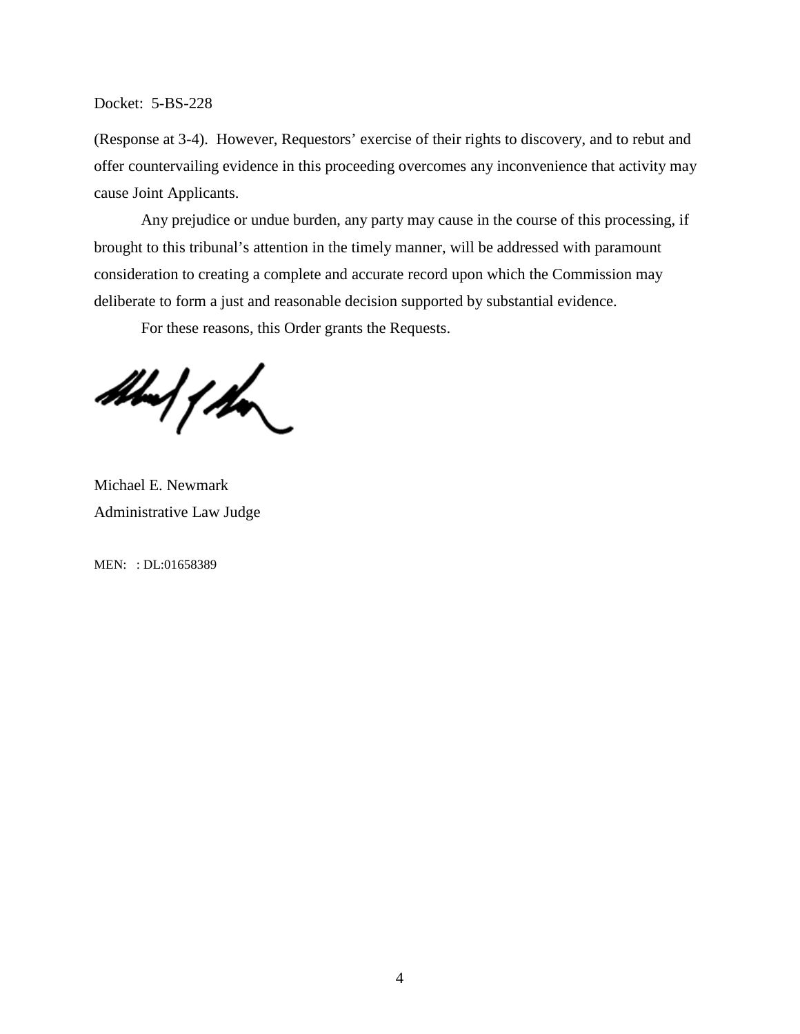Docket: 5-BS-228

(Response at 3-4). However, Requestors' exercise of their rights to discovery, and to rebut and offer countervailing evidence in this proceeding overcomes any inconvenience that activity may cause Joint Applicants.

Any prejudice or undue burden, any party may cause in the course of this processing, if brought to this tribunal's attention in the timely manner, will be addressed with paramount consideration to creating a complete and accurate record upon which the Commission may deliberate to form a just and reasonable decision supported by substantial evidence.

For these reasons, this Order grants the Requests.

Michael E. Newmark
Administrative Law Judge

MEN: : DL:01658389